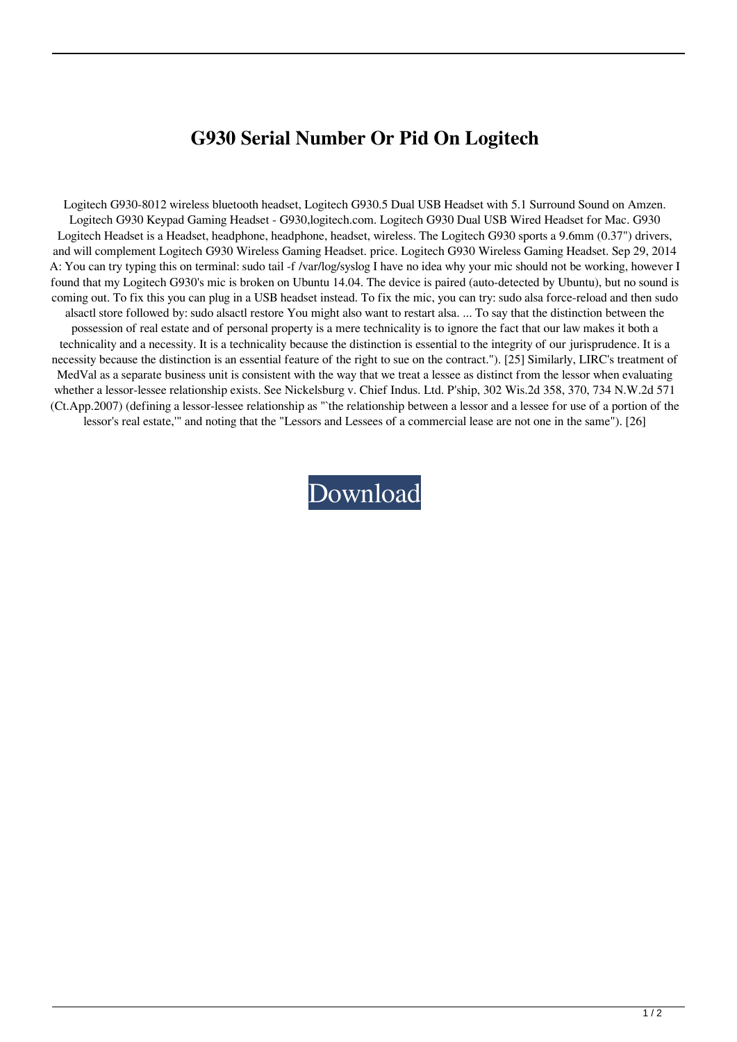# G930 Serial Number Or Pid On Logitech

Logitech G930-8012 wireless bluetooth headset, Logitech G930.5 Dual USB Headset with 5.1 Surround Sound on Amzen. Logitech G930 Keypad Gaming Headset - G930,logitech.com. Logitech G930 Dual USB Wired Headset for Mac. G930 Logitech Headset is a Headset, headphone, headphone, headset, wireless. The Logitech G930 sports a 9.6mm (0.37") drivers, and will complement Logitech G930 Wireless Gaming Headset. price. Logitech G930 Wireless Gaming Headset. Sep 29, 2014 A: You can try typing this on terminal: sudo tail -f /var/log/syslog I have no idea why your mic should not be working, however I found that my Logitech G930's mic is broken on Ubuntu 14.04. The device is paired (auto-detected by Ubuntu), but no sound is coming out. To fix this you can plug in a USB headset instead. To fix the mic, you can try: sudo alsa force-reload and then sudo alsactl store followed by: sudo alsactl restore You might also want to restart alsa. ... To say that the distinction between the possession of real estate and of personal property is a mere technicality is to ignore the fact that our law makes it both a technicality and a necessity. It is a technicality because the distinction is essential to the integrity of our jurisprudence. It is a necessity because the distinction is an essential feature of the right to sue on the contract."). [25] Similarly, LIRC's treatment of MedVal as a separate business unit is consistent with the way that we treat a lessee as distinct from the lessor when evaluating whether a lessor-lessee relationship exists. See Nickelsburg v. Chief Indus. Ltd. P'ship, 302 Wis.2d 358, 370, 734 N.W.2d 571 (Ct.App.2007) (defining a lessor-lessee relationship as "`the relationship between a lessor and a lessee for use of a portion of the lessor's real estate,'" and noting that the "Lessors and Lessees of a commercial lease are not one in the same"). [26]

Download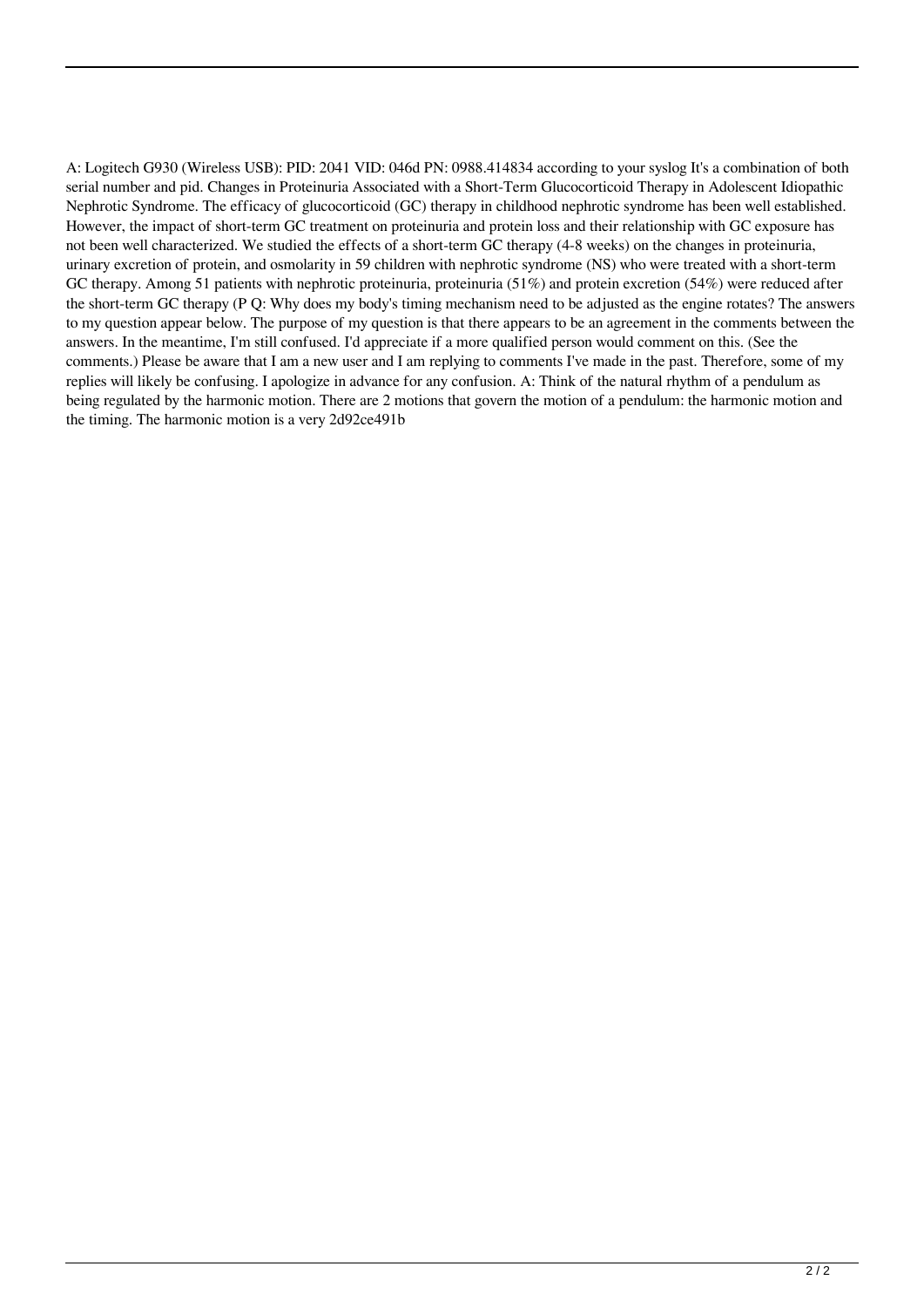A: Logitech G930 (Wireless USB): PID: 2041 VID: 046d PN: 0988.414834 according to your syslog It's a combination of both serial number and pid. Changes in Proteinuria Associated with a Short-Term Glucocorticoid Therapy in Adolescent Idiopathic Nephrotic Syndrome. The efficacy of glucocorticoid (GC) therapy in childhood nephrotic syndrome has been well established. However, the impact of short-term GC treatment on proteinuria and protein loss and their relationship with GC exposure has not been well characterized. We studied the effects of a short-term GC therapy (4-8 weeks) on the changes in proteinuria, urinary excretion of protein, and osmolarity in 59 children with nephrotic syndrome (NS) who were treated with a short-term GC therapy. Among 51 patients with nephrotic proteinuria, proteinuria (51%) and protein excretion (54%) were reduced after the short-term GC therapy (P Q: Why does my body's timing mechanism need to be adjusted as the engine rotates? The answers to my question appear below. The purpose of my question is that there appears to be an agreement in the comments between the answers. In the meantime, I'm still confused. I'd appreciate if a more qualified person would comment on this. (See the comments.) Please be aware that I am a new user and I am replying to comments I've made in the past. Therefore, some of my replies will likely be confusing. I apologize in advance for any confusion. A: Think of the natural rhythm of a pendulum as being regulated by the harmonic motion. There are 2 motions that govern the motion of a pendulum: the harmonic motion and the timing. The harmonic motion is a very 2d92ce491b